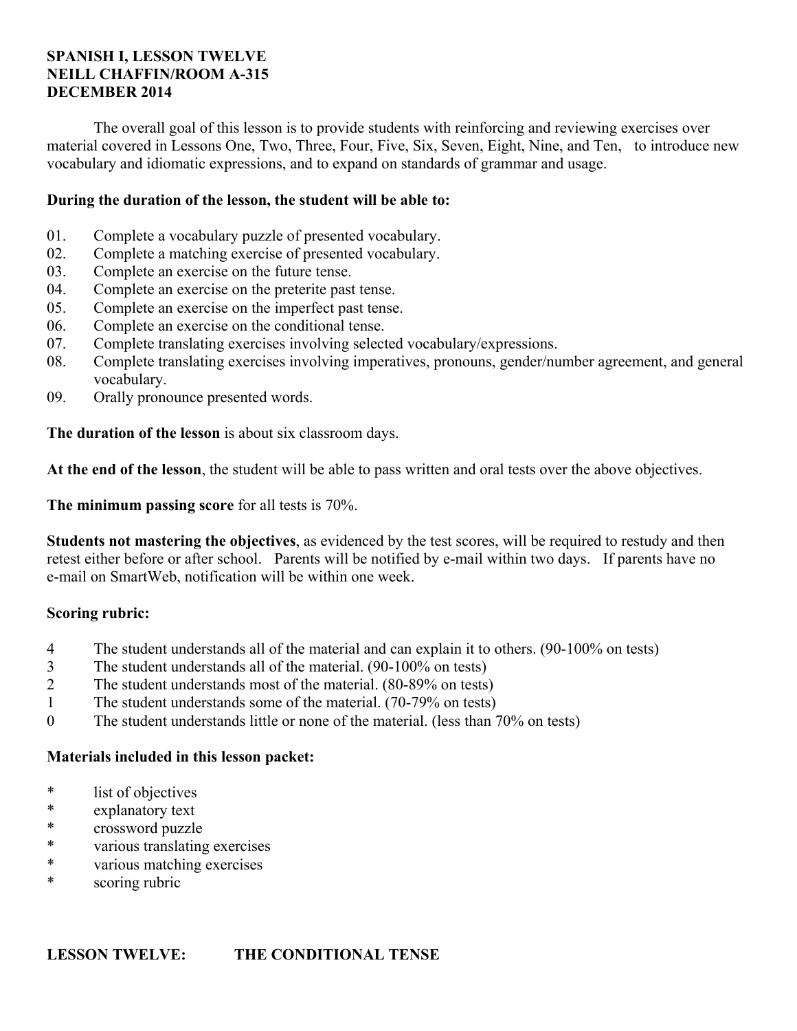**SPANISH I, LESSON TWELVE**
**NEILL CHAFFIN/ROOM A-315**
**DECEMBER 2014**

The overall goal of this lesson is to provide students with reinforcing and reviewing exercises over material covered in Lessons One, Two, Three, Four, Five, Six, Seven, Eight, Nine, and Ten, to introduce new vocabulary and idiomatic expressions, and to expand on standards of grammar and usage.

**During the duration of the lesson, the student will be able to:**

01. Complete a vocabulary puzzle of presented vocabulary.
02. Complete a matching exercise of presented vocabulary.
03. Complete an exercise on the future tense.
04. Complete an exercise on the preterite past tense.
05. Complete an exercise on the imperfect past tense.
06. Complete an exercise on the conditional tense.
07. Complete translating exercises involving selected vocabulary/expressions.
08. Complete translating exercises involving imperatives, pronouns, gender/number agreement, and general vocabulary.
09. Orally pronounce presented words.

**The duration of the lesson** is about six classroom days.

**At the end of the lesson**, the student will be able to pass written and oral tests over the above objectives.

**The minimum passing score** for all tests is 70%.

**Students not mastering the objectives**, as evidenced by the test scores, will be required to restudy and then retest either before or after school. Parents will be notified by e-mail within two days. If parents have no e-mail on SmartWeb, notification will be within one week.

**Scoring rubric:**

4 The student understands all of the material and can explain it to others. (90-100% on tests)
3 The student understands all of the material. (90-100% on tests)
2 The student understands most of the material. (80-89% on tests)
1 The student understands some of the material. (70-79% on tests)
0 The student understands little or none of the material. (less than 70% on tests)

**Materials included in this lesson packet:**

* list of objectives
* explanatory text
* crossword puzzle
* various translating exercises
* various matching exercises
* scoring rubric

**LESSON TWELVE: THE CONDITIONAL TENSE**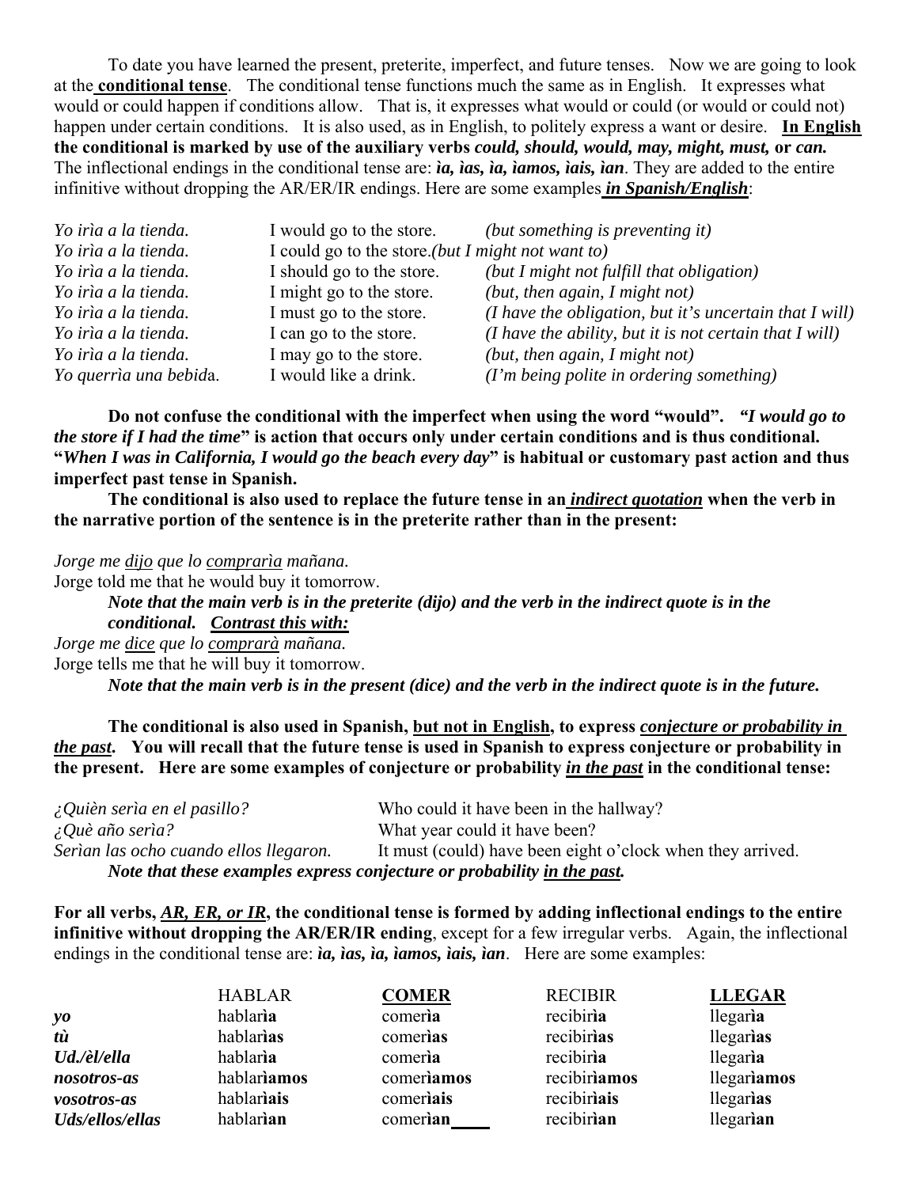To date you have learned the present, preterite, imperfect, and future tenses. Now we are going to look at the **conditional tense**. The conditional tense functions much the same as in English. It expresses what would or could happen if conditions allow. That is, it expresses what would or could (or would or could not) happen under certain conditions. It is also used, as in English, to politely express a want or desire. **In English the conditional is marked by use of the auxiliary verbs *could, should, would, may, might, must,* or *can.*** The inflectional endings in the conditional tense are: ***ìa, ìas, ìa, ìamos, ìais, ìan***. They are added to the entire infinitive without dropping the AR/ER/IR endings. Here are some examples ***in Spanish/English***:

| | | |
|---|---|---|
| *Yo irìa a la tienda.* | I would go to the store. | *(but something is preventing it)* |
| *Yo irìa a la tienda.* | I could go to the store.*(but I might not want to)* | |
| *Yo irìa a la tienda.* | I should go to the store. | *(but I might not fulfill that obligation)* |
| *Yo irìa a la tienda.* | I might go to the store. | *(but, then again, I might not)* |
| *Yo irìa a la tienda.* | I must go to the store. | *(I have the obligation, but it's uncertain that I will)* |
| *Yo irìa a la tienda.* | I can go to the store. | *(I have the ability, but it is not certain that I will)* |
| *Yo irìa a la tienda.* | I may go to the store. | *(but, then again, I might not)* |
| *Yo querrìa una bebida.* | I would like a drink. | *(I'm being polite in ordering something)* |

**Do not confuse the conditional with the imperfect when using the word "would".** ***"I would go to the store if I had the time"*** **is action that occurs only under certain conditions and is thus conditional. "*When I was in California, I would go the beach every day*" is habitual or customary past action and thus imperfect past tense in Spanish.**

**The conditional is also used to replace the future tense in an *indirect quotation* when the verb in the narrative portion of the sentence is in the preterite rather than in the present:**

*Jorge me dijo que lo comprarìa mañana.*
Jorge told me that he would buy it tomorrow.

***Note that the main verb is in the preterite (dijo) and the verb in the indirect quote is in the conditional. Contrast this with:***

*Jorge me dice que lo comprarà mañana.*
Jorge tells me that he will buy it tomorrow.

***Note that the main verb is in the present (dice) and the verb in the indirect quote is in the future.***

**The conditional is also used in Spanish, but not in English, to express *conjecture or probability in the past*. You will recall that the future tense is used in Spanish to express conjecture or probability in the present. Here are some examples of conjecture or probability *in the past* in the conditional tense:**

| | |
|---|---|
| *¿Quièn serìa en el pasillo?* | Who could it have been in the hallway? |
| *¿Què año serìa?* | What year could it have been? |
| *Serìan las ocho cuando ellos llegaron.* | It must (could) have been eight o'clock when they arrived. |

***Note that these examples express conjecture or probability in the past.***

**For all verbs, *AR, ER, or IR*, the conditional tense is formed by adding inflectional endings to the entire infinitive without dropping the AR/ER/IR ending**, except for a few irregular verbs. Again, the inflectional endings in the conditional tense are: ***ìa, ìas, ìa, ìamos, ìais, ìan***. Here are some examples:

| | HABLAR | **COMER** | RECIBIR | **LLEGAR** |
|---|---|---|---|---|
| ***yo*** | hablar**ìa** | comer**ìa** | recibir**ìa** | llegar**ìa** |
| ***tù*** | hablar**ìas** | comer**ìas** | recibir**ìas** | llegar**ìas** |
| ***Ud./èl/ella*** | hablar**ìa** | comer**ìa** | recibir**ìa** | llegar**ìa** |
| ***nosotros-as*** | hablar**ìamos** | comer**ìamos** | recibir**ìamos** | llegar**ìamos** |
| ***vosotros-as*** | hablar**ìais** | comer**ìais** | recibir**ìais** | llegar**ìas** |
| ***Uds/ellos/ellas*** | hablar**ìan** | comer**ìan** | recibir**ìan** | llegar**ìan** |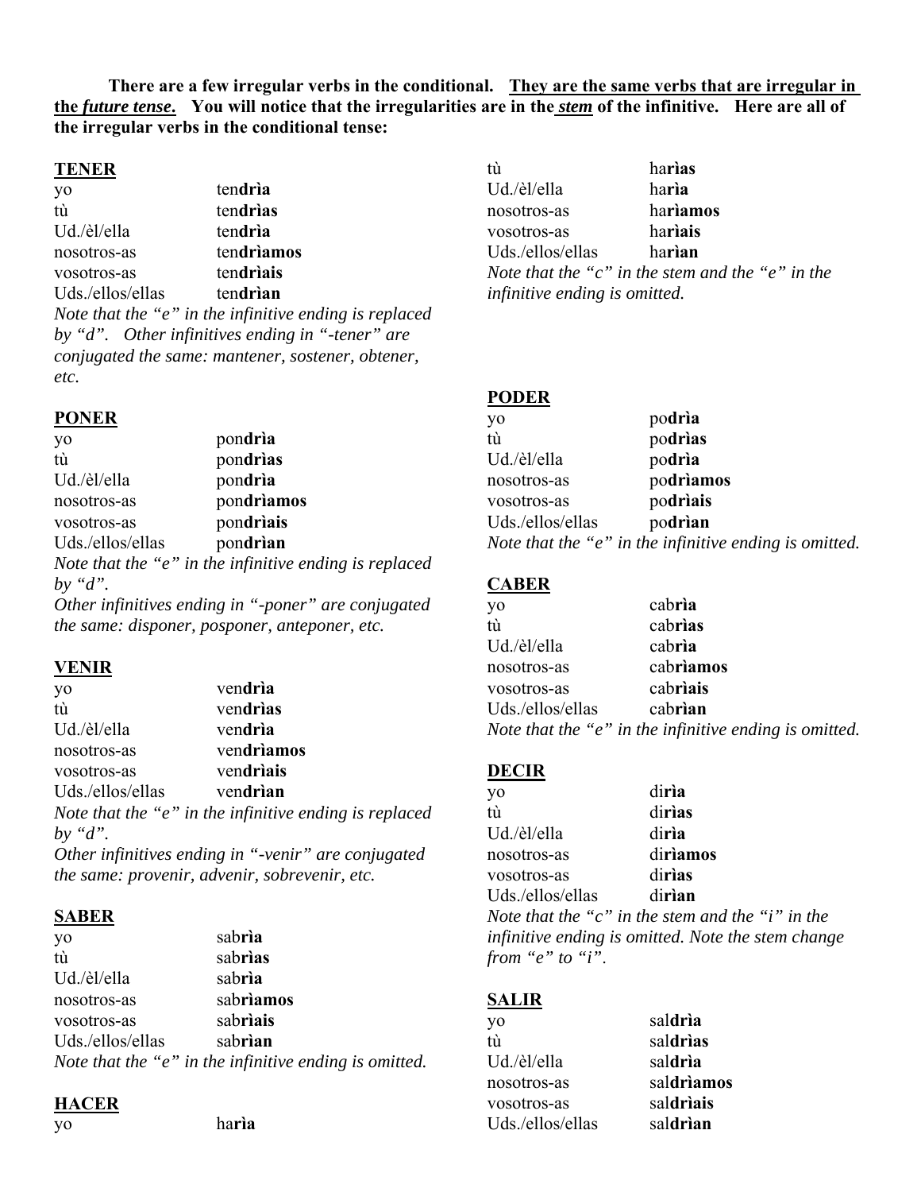**There are a few irregular verbs in the conditional. <u>They are the same verbs that are irregular in the *future tense*.</u> You will notice that the irregularities are in the <u>*stem*</u> of the infinitive. Here are all of the irregular verbs in the conditional tense:**

**<u>TENER</u>**

| | |
|---|---|
| yo | ten**drìa** |
| tù | ten**drìas** |
| Ud./èl/ella | ten**drìa** |
| nosotros-as | ten**drìamos** |
| vosotros-as | ten**drìais** |
| Uds./ellos/ellas | ten**drìan** |

*Note that the "e" in the infinitive ending is replaced by "d". Other infinitives ending in "-tener" are conjugated the same: mantener, sostener, obtener, etc.*

**<u>PONER</u>**

| | |
|---|---|
| yo | pon**drìa** |
| tù | pon**drìas** |
| Ud./èl/ella | pon**drìa** |
| nosotros-as | pon**drìamos** |
| vosotros-as | pon**drìais** |
| Uds./ellos/ellas | pon**drìan** |

*Note that the "e" in the infinitive ending is replaced by "d".*
*Other infinitives ending in "-poner" are conjugated the same: disponer, posponer, anteponer, etc.*

**<u>VENIR</u>**

| | |
|---|---|
| yo | ven**drìa** |
| tù | ven**drìas** |
| Ud./èl/ella | ven**drìa** |
| nosotros-as | ven**drìamos** |
| vosotros-as | ven**drìais** |
| Uds./ellos/ellas | ven**drìan** |

*Note that the "e" in the infinitive ending is replaced by "d".*
*Other infinitives ending in "-venir" are conjugated the same: provenir, advenir, sobrevenir, etc.*

**<u>SABER</u>**

| | |
|---|---|
| yo | sab**rìa** |
| tù | sab**rìas** |
| Ud./èl/ella | sab**rìa** |
| nosotros-as | sab**rìamos** |
| vosotros-as | sab**rìais** |
| Uds./ellos/ellas | sab**rìan** |

*Note that the "e" in the infinitive ending is omitted.*

**<u>HACER</u>**

| | |
|---|---|
| yo | ha**rìa** |
| tù | ha**rìas** |
| Ud./èl/ella | ha**rìa** |
| nosotros-as | ha**rìamos** |
| vosotros-as | ha**rìais** |
| Uds./ellos/ellas | ha**rìan** |

*Note that the "c" in the stem and the "e" in the infinitive ending is omitted.*

**<u>PODER</u>**

| | |
|---|---|
| yo | po**drìa** |
| tù | po**drìas** |
| Ud./èl/ella | po**drìa** |
| nosotros-as | po**drìamos** |
| vosotros-as | po**drìais** |
| Uds./ellos/ellas | po**drìan** |

*Note that the "e" in the infinitive ending is omitted.*

**<u>CABER</u>**

| | |
|---|---|
| yo | cab**rìa** |
| tù | cab**rìas** |
| Ud./èl/ella | cab**rìa** |
| nosotros-as | cab**rìamos** |
| vosotros-as | cab**rìais** |
| Uds./ellos/ellas | cab**rìan** |

*Note that the "e" in the infinitive ending is omitted.*

**<u>DECIR</u>**

| | |
|---|---|
| yo | di**rìa** |
| tù | di**rìas** |
| Ud./èl/ella | di**rìa** |
| nosotros-as | di**rìamos** |
| vosotros-as | di**rìas** |
| Uds./ellos/ellas | di**rìan** |

*Note that the "c" in the stem and the "i" in the infinitive ending is omitted. Note the stem change from "e" to "i".*

**<u>SALIR</u>**

| | |
|---|---|
| yo | sal**drìa** |
| tù | sal**drìas** |
| Ud./èl/ella | sal**drìa** |
| nosotros-as | sal**drìamos** |
| vosotros-as | sal**drìais** |
| Uds./ellos/ellas | sal**drìan** |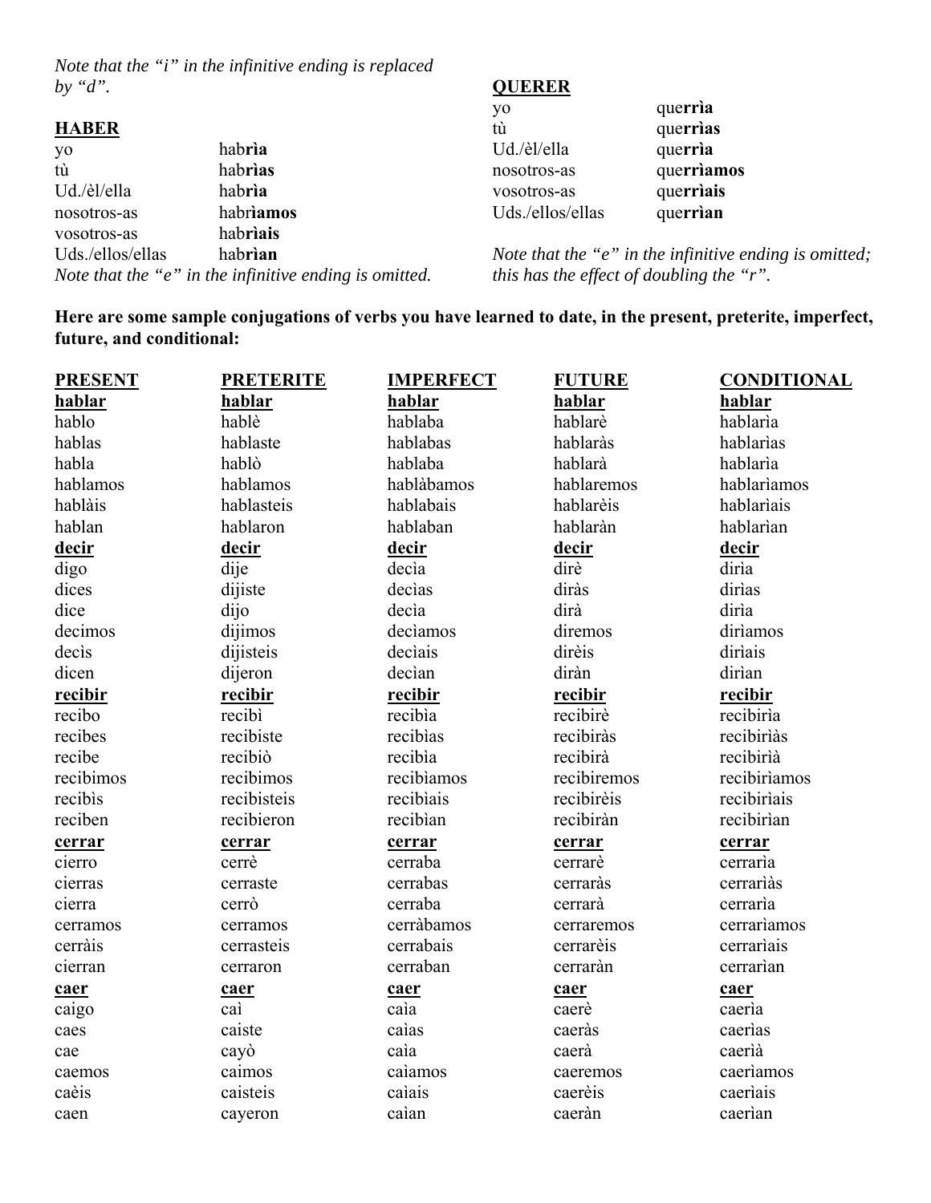*Note that the "i" in the infinitive ending is replaced by "d".*

**HABER**

| | |
|---|---|
| yo | hab**rìa** |
| tù | hab**rìas** |
| Ud./èl/ella | hab**rìa** |
| nosotros-as | habr**ìamos** |
| vosotros-as | hab**rìais** |
| Uds./ellos/ellas | hab**rìan** |

*Note that the "e" in the infinitive ending is omitted.*

**QUERER**

| | |
|---|---|
| yo | que**rrìa** |
| tù | que**rrìas** |
| Ud./èl/ella | que**rrìa** |
| nosotros-as | que**rrìamos** |
| vosotros-as | que**rrìais** |
| Uds./ellos/ellas | que**rrìan** |

*Note that the "e" in the infinitive ending is omitted; this has the effect of doubling the "r".*

**Here are some sample conjugations of verbs you have learned to date, in the present, preterite, imperfect, future, and conditional:**

| PRESENT | PRETERITE | IMPERFECT | FUTURE | CONDITIONAL |
|---|---|---|---|---|
| **hablar** | **hablar** | **hablar** | **hablar** | **hablar** |
| hablo | hablè | hablaba | hablarè | hablarìa |
| hablas | hablaste | hablabas | hablaràs | hablarìas |
| habla | hablò | hablaba | hablarà | hablarìa |
| hablamos | hablamos | hablàbamos | hablaremos | hablarìamos |
| hablàis | hablasteis | hablabais | hablarèis | hablarìais |
| hablan | hablaron | hablaban | hablaràn | hablarìan |
| **decir** | **decir** | **decir** | **decir** | **decir** |
| digo | dije | decìa | dirè | dirìa |
| dices | dijiste | decìas | diràs | dirìas |
| dice | dijo | decìa | dirà | dirìa |
| decimos | dijimos | decìamos | diremos | dirìamos |
| decìs | dijisteis | decìais | dirèis | dirìais |
| dicen | dijeron | decìan | diràn | dirìan |
| **recibir** | **recibir** | **recibir** | **recibir** | **recibir** |
| recibo | recibì | recibìa | recibirè | recibirìa |
| recibes | recibiste | recibìas | recibiràs | recibirìàs |
| recibe | recibiò | recibìa | recibirà | recibirìà |
| recibimos | recibimos | recibìamos | recibiremos | recibirìamos |
| recibìs | recibisteis | recibìais | recibirèis | recibirìais |
| reciben | recibieron | recibìan | recibiràn | recibirìan |
| **cerrar** | **cerrar** | **cerrar** | **cerrar** | **cerrar** |
| cierro | cerrè | cerraba | cerrarè | cerrarìa |
| cierras | cerraste | cerrabas | cerraràs | cerrarìàs |
| cierra | cerrò | cerraba | cerrarà | cerrarìa |
| cerramos | cerramos | cerràbamos | cerraremos | cerrarìamos |
| cerràis | cerrasteis | cerrabais | cerrarèis | cerrarìais |
| cierran | cerraron | cerraban | cerraràn | cerrarìan |
| **caer** | **caer** | **caer** | **caer** | **caer** |
| caigo | caì | caìa | caerè | caerìa |
| caes | caiste | caìas | caeràs | caerìas |
| cae | cayò | caìa | caerà | caerìà |
| caemos | caimos | caìamos | caeremos | caerìamos |
| caèis | caisteis | caìais | caerèis | caerìais |
| caen | cayeron | caìan | caeràn | caerìan |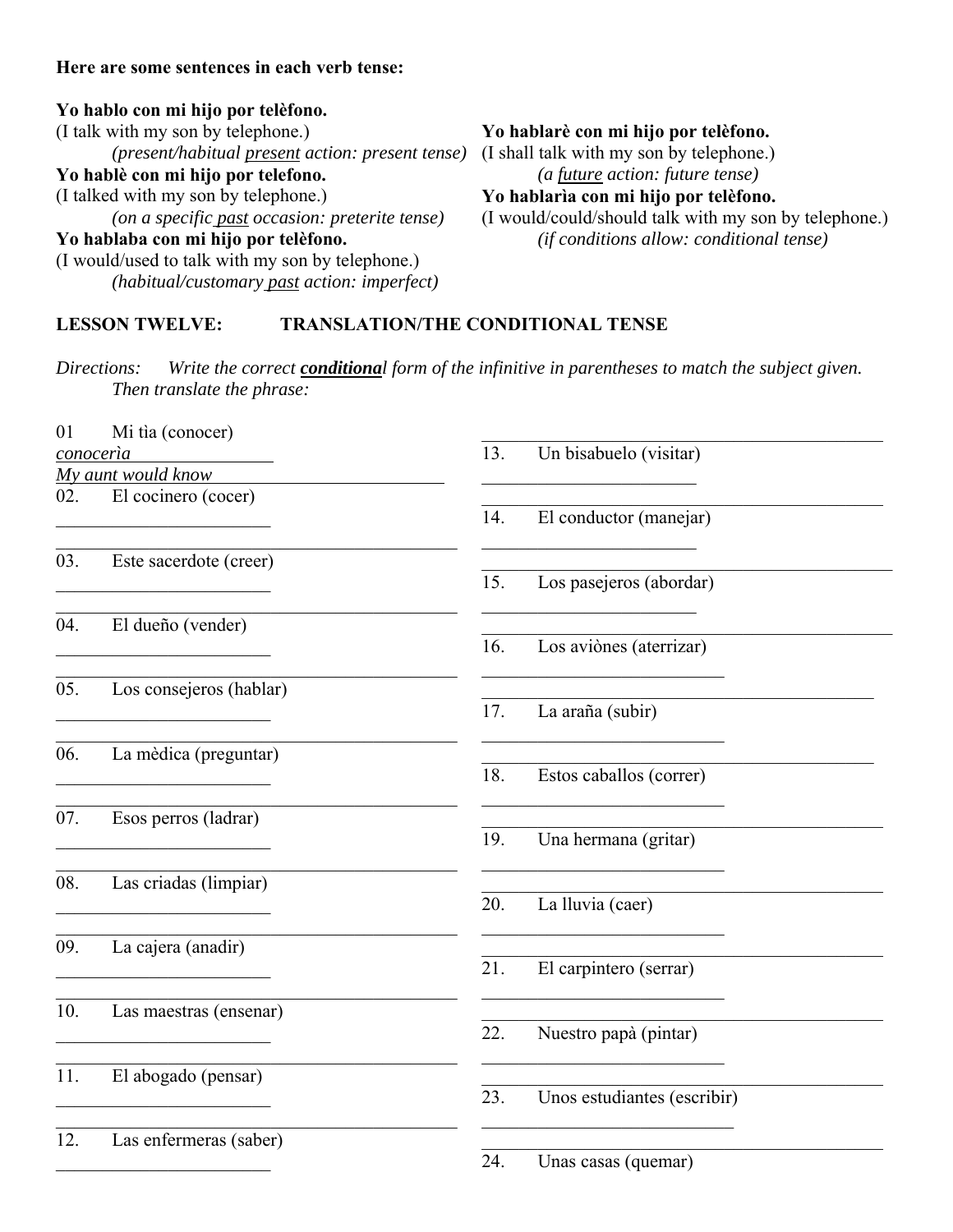**Here are some sentences in each verb tense:**

**Yo hablo con mi hijo por telèfono.**
(I talk with my son by telephone.)
*(present/habitual present action: present tense)*

**Yo hablè con mi hijo por telefono.**
(I talked with my son by telephone.)
*(on a specific past occasion: preterite tense)*

**Yo hablaba con mi hijo por telèfono.**
(I would/used to talk with my son by telephone.)
*(habitual/customary past action: imperfect)*

**Yo hablarè con mi hijo por telèfono.**
(I shall talk with my son by telephone.)
*(a future action: future tense)*

**Yo hablarìa con mi hijo por telèfono.**
(I would/could/should talk with my son by telephone.)
*(if conditions allow: conditional tense)*

## LESSON TWELVE: TRANSLATION/THE CONDITIONAL TENSE

*Directions: Write the correct* ***conditional*** *form of the infinitive in parentheses to match the subject given. Then translate the phrase:*

01 Mi tìa (conocer)
*conocerìa*
*My aunt would know*

02. El cocinero (cocer)
________________________
________________________________________

03. Este sacerdote (creer)
________________________
________________________________________

04. El dueño (vender)
________________________
________________________________________

05. Los consejeros (hablar)
________________________
________________________________________

06. La mèdica (preguntar)
________________________
________________________________________

07. Esos perros (ladrar)
________________________
________________________________________

08. Las criadas (limpiar)
________________________
________________________________________

09. La cajera (anadir)
________________________
________________________________________

10. Las maestras (ensenar)
________________________
________________________________________

11. El abogado (pensar)
________________________
________________________________________

12. Las enfermeras (saber)
________________________
________________________________________

13. Un bisabuelo (visitar)
________________________
________________________________________

14. El conductor (manejar)
________________________
________________________________________

15. Los pasejeros (abordar)
________________________
________________________________________

16. Los aviònes (aterrizar)
________________________
________________________________________

17. La araña (subir)
________________________
________________________________________

18. Estos caballos (correr)
________________________
________________________________________

19. Una hermana (gritar)
________________________
________________________________________

20. La lluvia (caer)
________________________
________________________________________

21. El carpintero (serrar)
________________________
________________________________________

22. Nuestro papà (pintar)
________________________
________________________________________

23. Unos estudiantes (escribir)
________________________
________________________________________

24. Unas casas (quemar)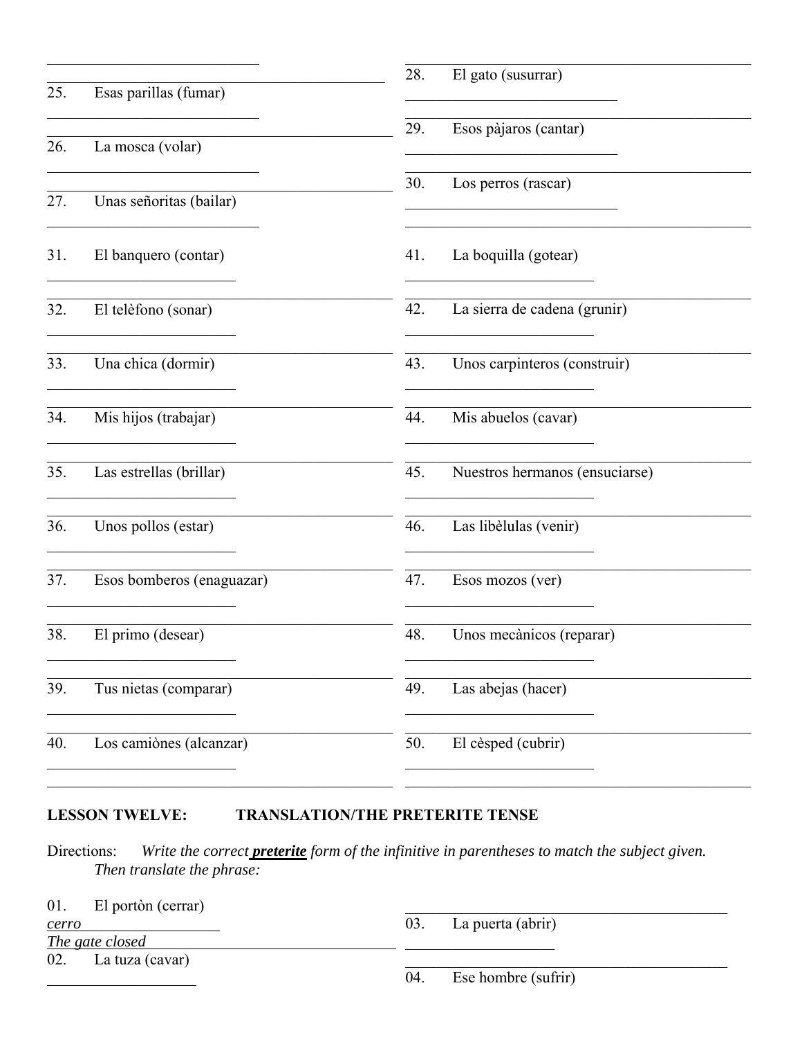25. Esas parillas (fumar)

26. La mosca (volar)

27. Unas señoritas (bailar)

28. El gato (susurrar)

29. Esos pàjaros (cantar)

30. Los perros (rascar)

31. El banquero (contar)

32. El telèfono (sonar)

33. Una chica (dormir)

34. Mis hijos (trabajar)

35. Las estrellas (brillar)

36. Unos pollos (estar)

37. Esos bomberos (enaguazar)

38. El primo (desear)

39. Tus nietas (comparar)

40. Los camiònes (alcanzar)

41. La boquilla (gotear)

42. La sierra de cadena (grunir)

43. Unos carpinteros (construir)

44. Mis abuelos (cavar)

45. Nuestros hermanos (ensuciarse)

46. Las libèlulas (venir)

47. Esos mozos (ver)

48. Unos mecànicos (reparar)

49. Las abejas (hacer)

50. El cèsped (cubrir)

**LESSON TWELVE: TRANSLATION/THE PRETERITE TENSE**

Directions: *Write the correct* ***preterite*** *form of the infinitive in parentheses to match the subject given. Then translate the phrase:*

01. El portòn (cerrar)
*cerro*
*The gate closed*

02. La tuza (cavar)

03. La puerta (abrir)

04. Ese hombre (sufrir)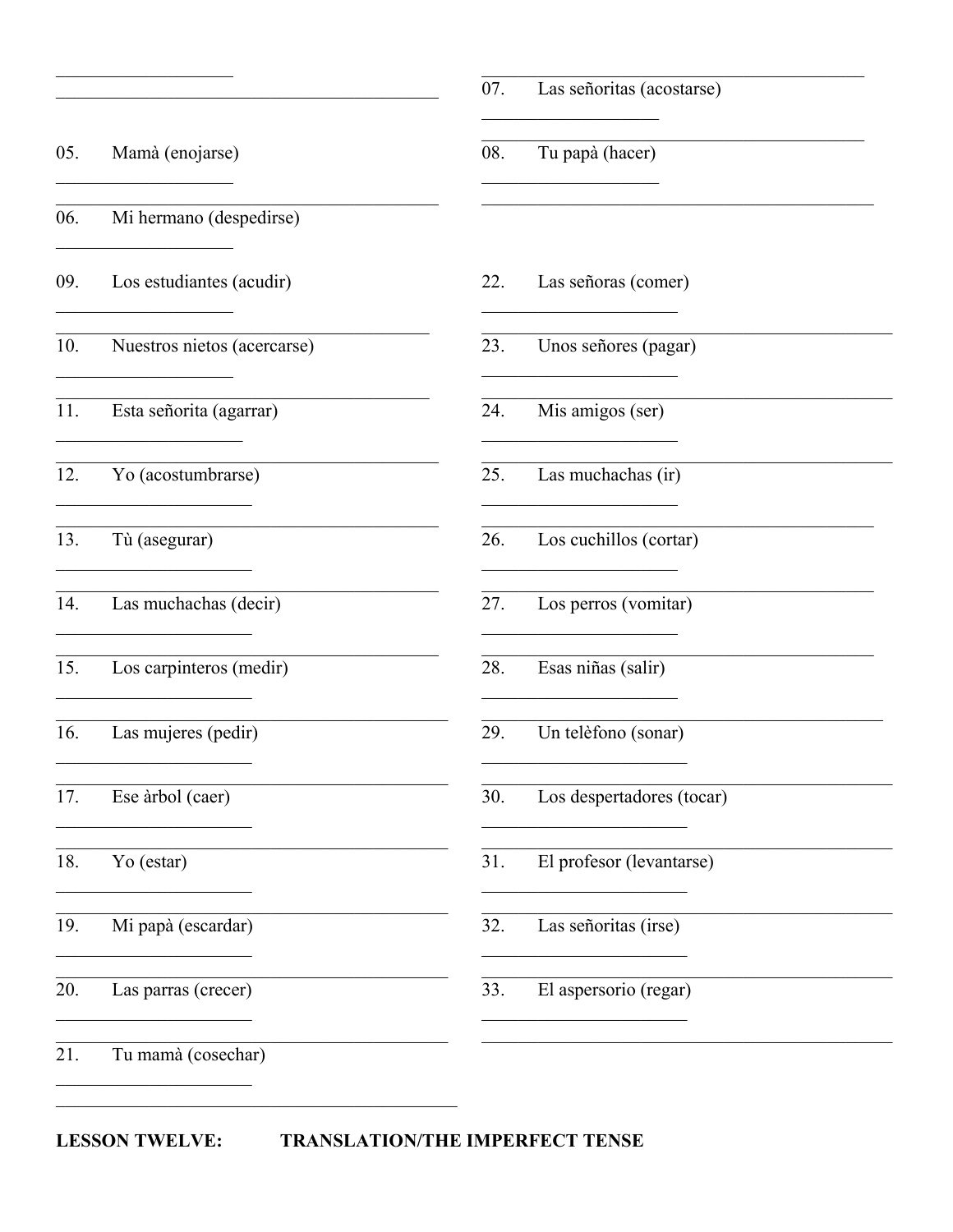05. Mamà (enojarse)

06. Mi hermano (despedirse)

07. Las señoritas (acostarse)

08. Tu papà (hacer)

09. Los estudiantes (acudir)

10. Nuestros nietos (acercarse)

11. Esta señorita (agarrar)

12. Yo (acostumbrarse)

13. Tù (asegurar)

14. Las muchachas (decir)

15. Los carpinteros (medir)

16. Las mujeres (pedir)

17. Ese àrbol (caer)

18. Yo (estar)

19. Mi papà (escardar)

20. Las parras (crecer)

21. Tu mamà (cosechar)

22. Las señoras (comer)

23. Unos señores (pagar)

24. Mis amigos (ser)

25. Las muchachas (ir)

26. Los cuchillos (cortar)

27. Los perros (vomitar)

28. Esas niñas (salir)

29. Un telèfono (sonar)

30. Los despertadores (tocar)

31. El profesor (levantarse)

32. Las señoritas (irse)

33. El aspersorio (regar)

**LESSON TWELVE: TRANSLATION/THE IMPERFECT TENSE**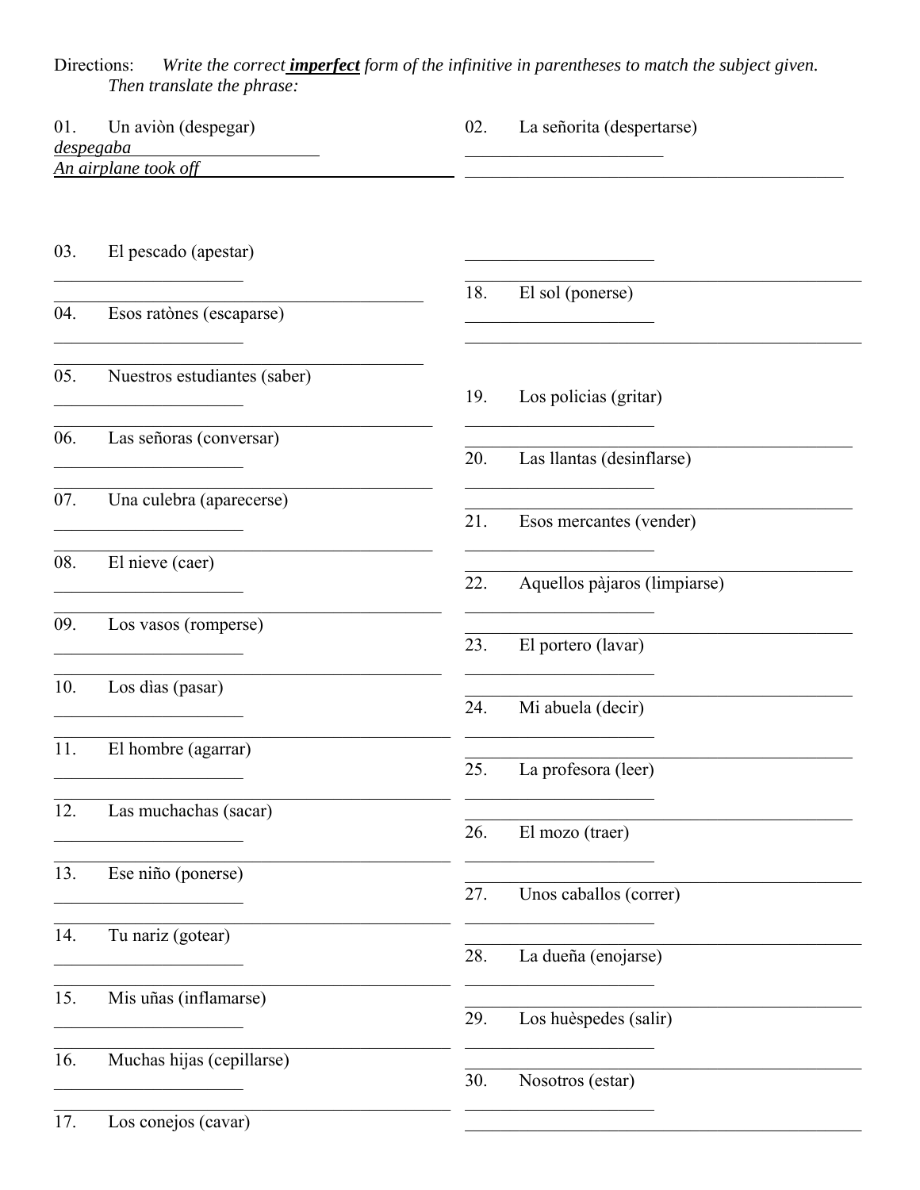Directions: *Write the correct* ***imperfect*** *form of the infinitive in parentheses to match the subject given. Then translate the phrase:*

01. Un aviòn (despegar)
*despegaba*
*An airplane took off*

02. La señorita (despertarse)
______________________
__________________________________________

03. El pescado (apestar)
______________________
__________________________________________

04. Esos ratònes (escaparse)
______________________
__________________________________________

05. Nuestros estudiantes (saber)
______________________
__________________________________________

06. Las señoras (conversar)
______________________
__________________________________________

07. Una culebra (aparecerse)
______________________
__________________________________________

08. El nieve (caer)
______________________
__________________________________________

09. Los vasos (romperse)
______________________
__________________________________________

10. Los dìas (pasar)
______________________
__________________________________________

11. El hombre (agarrar)
______________________
__________________________________________

12. Las muchachas (sacar)
______________________
__________________________________________

13. Ese niño (ponerse)
______________________
__________________________________________

14. Tu nariz (gotear)
______________________
__________________________________________

15. Mis uñas (inflamarse)
______________________
__________________________________________

16. Muchas hijas (cepillarse)
______________________
__________________________________________

17. Los conejos (cavar)
______________________
__________________________________________

18. El sol (ponerse)
______________________
__________________________________________

19. Los policias (gritar)
______________________
__________________________________________

20. Las llantas (desinflarse)
______________________
__________________________________________

21. Esos mercantes (vender)
______________________
__________________________________________

22. Aquellos pàjaros (limpiarse)
______________________
__________________________________________

23. El portero (lavar)
______________________
__________________________________________

24. Mi abuela (decir)
______________________
__________________________________________

25. La profesora (leer)
______________________
__________________________________________

26. El mozo (traer)
______________________
__________________________________________

27. Unos caballos (correr)
______________________
__________________________________________

28. La dueña (enojarse)
______________________
__________________________________________

29. Los huèspedes (salir)
______________________
__________________________________________

30. Nosotros (estar)
______________________
__________________________________________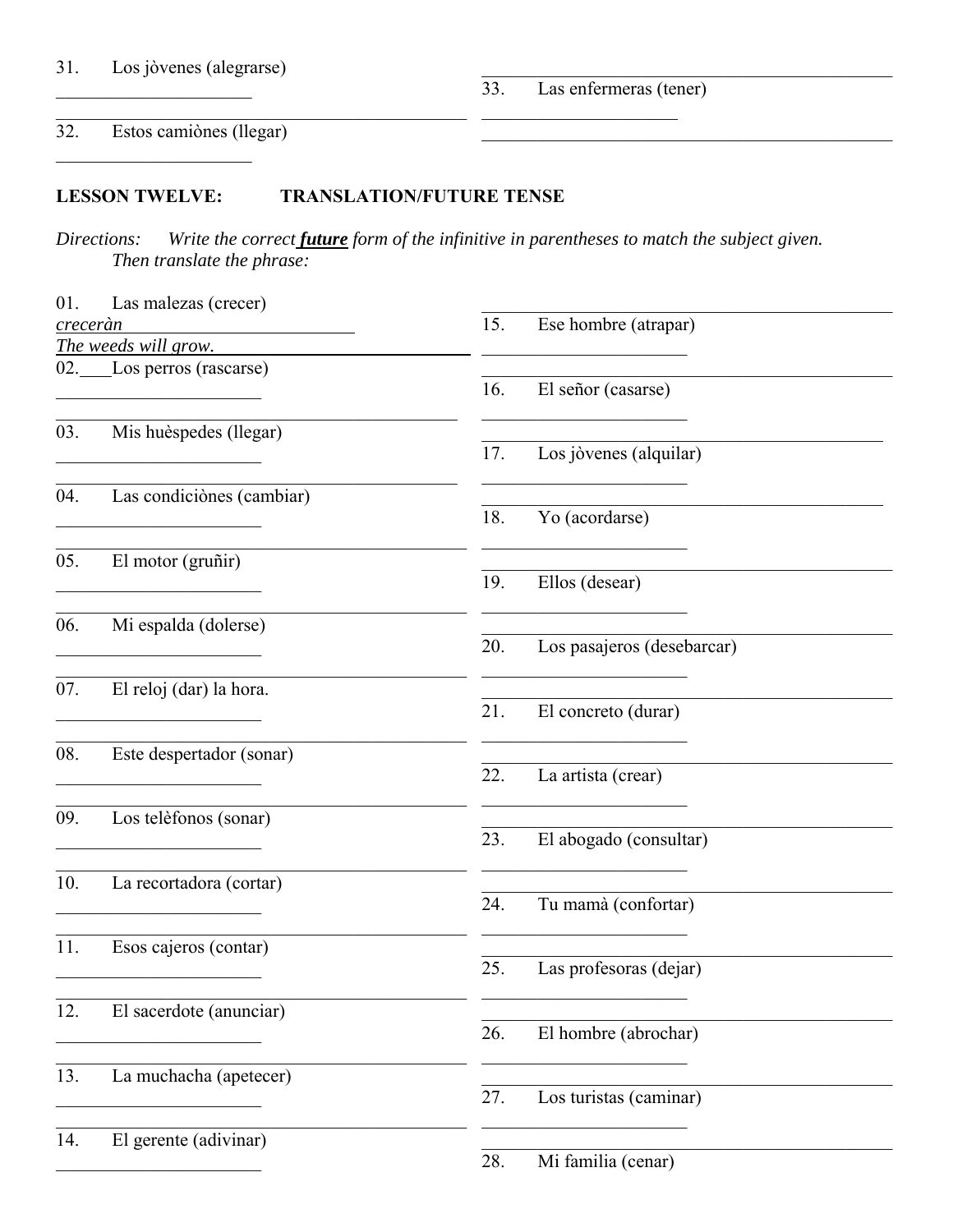31. Los jòvenes (alegrarse)

______________________

______________________________________________

32. Estos camiònes (llegar)

______________________

______________________________________________

33. Las enfermeras (tener)

______________________

______________________________________________

**LESSON TWELVE: TRANSLATION/FUTURE TENSE**

*Directions: Write the correct* ***future*** *form of the infinitive in parentheses to match the subject given. Then translate the phrase:*

01. Las malezas (crecer)
*creceràn*
*The weeds will grow.*

02. Los perros (rascarse)

______________________

______________________________________________

03. Mis huèspedes (llegar)

______________________

______________________________________________

04. Las condiciònes (cambiar)

______________________

______________________________________________

05. El motor (gruñir)

______________________

______________________________________________

06. Mi espalda (dolerse)

______________________

______________________________________________

07. El reloj (dar) la hora.

______________________

______________________________________________

08. Este despertador (sonar)

______________________

______________________________________________

09. Los telèfonos (sonar)

______________________

______________________________________________

10. La recortadora (cortar)

______________________

______________________________________________

11. Esos cajeros (contar)

______________________

______________________________________________

12. El sacerdote (anunciar)

______________________

______________________________________________

13. La muchacha (apetecer)

______________________

______________________________________________

14. El gerente (adivinar)

______________________

______________________________________________

15. Ese hombre (atrapar)

______________________

______________________________________________

16. El señor (casarse)

______________________

______________________________________________

17. Los jòvenes (alquilar)

______________________

______________________________________________

18. Yo (acordarse)

______________________

______________________________________________

19. Ellos (desear)

______________________

______________________________________________

20. Los pasajeros (desebarcar)

______________________

______________________________________________

21. El concreto (durar)

______________________

______________________________________________

22. La artista (crear)

______________________

______________________________________________

23. El abogado (consultar)

______________________

______________________________________________

24. Tu mamà (confortar)

______________________

______________________________________________

25. Las profesoras (dejar)

______________________

______________________________________________

26. El hombre (abrochar)

______________________

______________________________________________

27. Los turistas (caminar)

______________________

______________________________________________

28. Mi familia (cenar)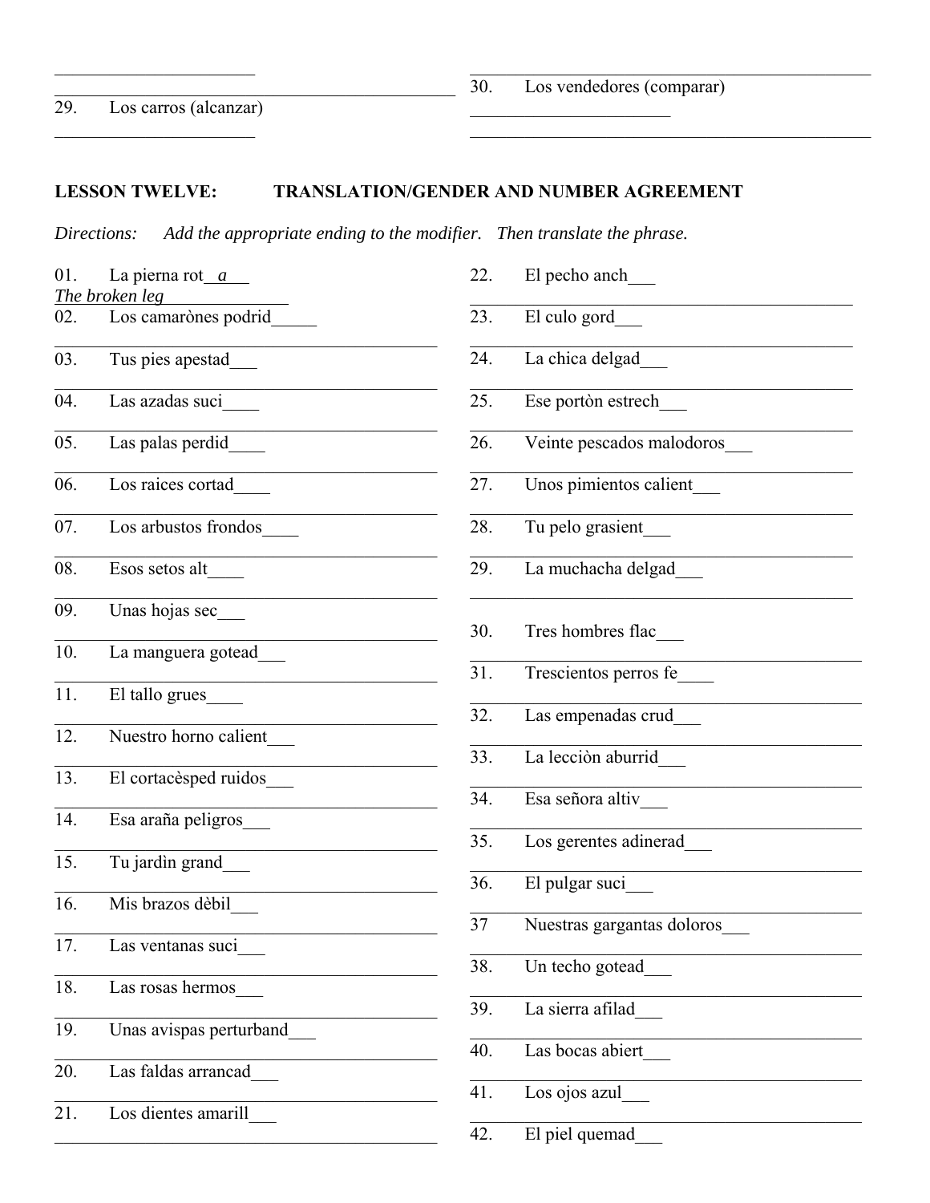29. Los carros (alcanzar)

30. Los vendedores (comparar)

## LESSON TWELVE: TRANSLATION/GENDER AND NUMBER AGREEMENT

*Directions: Add the appropriate ending to the modifier. Then translate the phrase.*

01. La pierna rot__*a*___
*The broken leg*______________
02. Los camarònes podrid_____
03. Tus pies apestad___
04. Las azadas suci____
05. Las palas perdid____
06. Los raices cortad____
07. Los arbustos frondos____
08. Esos setos alt____
09. Unas hojas sec___
10. La manguera gotead___
11. El tallo grues____
12. Nuestro horno calient___
13. El cortacèsped ruidos___
14. Esa araña peligros___
15. Tu jardìn grand___
16. Mis brazos dèbil___
17. Las ventanas suci___
18. Las rosas hermos___
19. Unas avispas perturband___
20. Las faldas arrancad___
21. Los dientes amarill___
22. El pecho anch___
23. El culo gord___
24. La chica delgad___
25. Ese portòn estrech___
26. Veinte pescados malodoros___
27. Unos pimientos calient___
28. Tu pelo grasient___
29. La muchacha delgad___
30. Tres hombres flac___
31. Trescientos perros fe____
32. Las empenadas crud___
33. La lecciòn aburrid___
34. Esa señora altiv___
35. Los gerentes adinerad___
36. El pulgar suci___
37 Nuestras gargantas doloros___
38. Un techo gotead___
39. La sierra afilad___
40. Las bocas abiert___
41. Los ojos azul___
42. El piel quemad___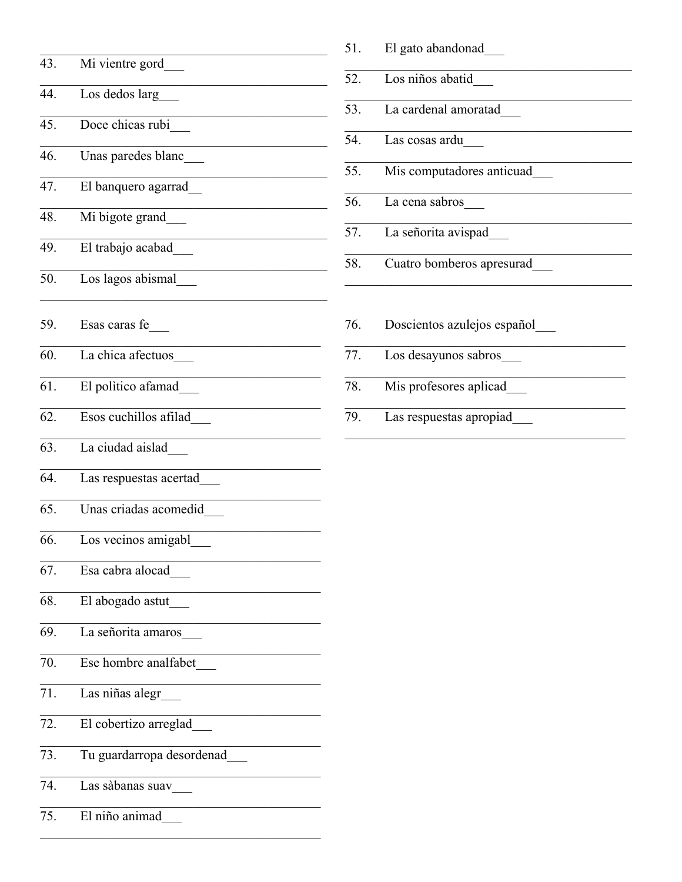43. Mi vientre gord___

44. Los dedos larg___

45. Doce chicas rubi___

46. Unas paredes blanc___

47. El banquero agarrad__

48. Mi bigote grand___

49. El trabajo acabad___

50. Los lagos abismal___

51. El gato abandonad___

52. Los niños abatid___

53. La cardenal amoratad___

54. Las cosas ardu___

55. Mis computadores anticuad___

56. La cena sabros___

57. La señorita avispad___

58. Cuatro bomberos apresurad___

59. Esas caras fe___

60. La chica afectuos___

61. El politico afamad___

62. Esos cuchillos afilad___

63. La ciudad aislad___

64. Las respuestas acertad___

65. Unas criadas acomedid___

66. Los vecinos amigabl___

67. Esa cabra alocad___

68. El abogado astut___

69. La señorita amaros___

70. Ese hombre analfabet___

71. Las niñas alegr___

72. El cobertizo arreglad___

73. Tu guardarropa desordenad___

74. Las sàbanas suav___

75. El niño animad___

76. Doscientos azulejos español___

77. Los desayunos sabros___

78. Mis profesores aplicad___

79. Las respuestas apropiad___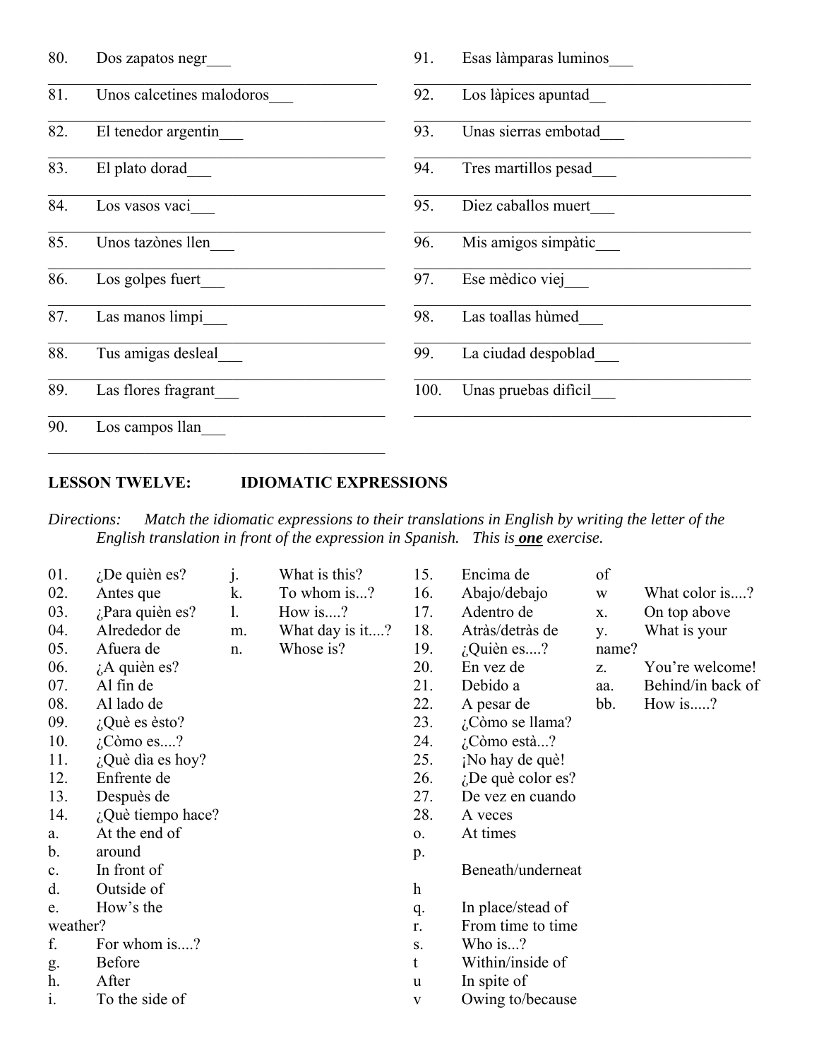80. Dos zapatos negr___

81. Unos calcetines malodoros___

82. El tenedor argentin___

83. El plato dorad___

84. Los vasos vaci___

85. Unos tazònes llen___

86. Los golpes fuert___

87. Las manos limpi___

88. Tus amigas desleal___

89. Las flores fragrant___

90. Los campos llan___

91. Esas làmparas luminos___

92. Los làpices apuntad__

93. Unas sierras embotad___

94. Tres martillos pesad___

95. Diez caballos muert___

96. Mis amigos simpàtic___

97. Ese mèdico viej___

98. Las toallas hùmed___

99. La ciudad despoblad___

100. Unas pruebas dificil___

**LESSON TWELVE: IDIOMATIC EXPRESSIONS**

*Directions: Match the idiomatic expressions to their translations in English by writing the letter of the English translation in front of the expression in Spanish. This is* ***one*** *exercise.*

01. ¿De quièn es?
02. Antes que
03. ¿Para quièn es?
04. Alrededor de
05. Afuera de
06. ¿A quièn es?
07. Al fin de
08. Al lado de
09. ¿Què es èsto?
10. ¿Còmo es....?
11. ¿Què dìa es hoy?
12. Enfrente de
13. Despuès de
14. ¿Què tiempo hace?
15. Encima de
16. Abajo/debajo
17. Adentro de
18. Atràs/detràs de
19. ¿Quièn es....?
20. En vez de
21. Debido a
22. A pesar de
23. ¿Còmo se llama?
24. ¿Còmo està...?
25. ¡No hay de què!
26. ¿De què color es?
27. De vez en cuando
28. A veces

a. At the end of
b. around
c. In front of
d. Outside of
e. How's the weather?
f. For whom is....?
g. Before
h. After
i. To the side of
j. What is this?
k. To whom is...?
l. How is....?
m. What day is it....?
n. Whose is?
o. At times
p. Beneath/underneath
q. In place/stead of
r. From time to time
s. Who is...?
t Within/inside of
u In spite of
v Owing to/because of
w What color is....?
x. On top above
y. What is your name?
z. You're welcome!
aa. Behind/in back of
bb. How is.....?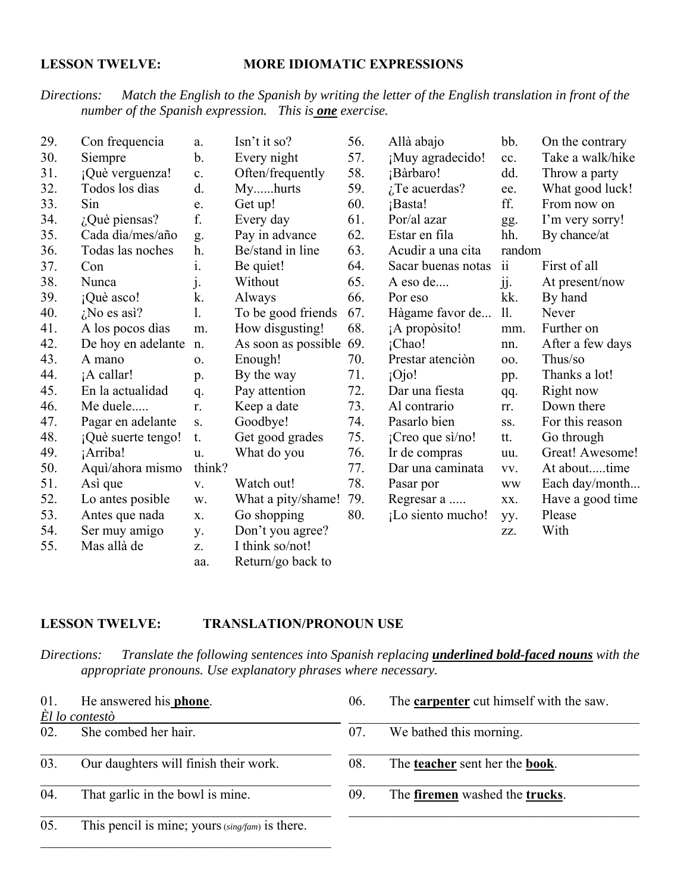**LESSON TWELVE: MORE IDIOMATIC EXPRESSIONS**

*Directions: Match the English to the Spanish by writing the letter of the English translation in front of the number of the Spanish expression. This is **one** exercise.*

| | | | | | | | |
|---|---|---|---|---|---|---|---|
| 29. | Con frequencia | a. | Isn't it so? | 56. | Allà abajo | bb. | On the contrary |
| 30. | Siempre | b. | Every night | 57. | ¡Muy agradecido! | cc. | Take a walk/hike |
| 31. | ¡Què verguenza! | c. | Often/frequently | 58. | ¡Bàrbaro! | dd. | Throw a party |
| 32. | Todos los dìas | d. | My......hurts | 59. | ¿Te acuerdas? | ee. | What good luck! |
| 33. | Sin | e. | Get up! | 60. | ¡Basta! | ff. | From now on |
| 34. | ¿Què piensas? | f. | Every day | 61. | Por/al azar | gg. | I'm very sorry! |
| 35. | Cada dìa/mes/año | g. | Pay in advance | 62. | Estar en fila | hh. | By chance/at random |
| 36. | Todas las noches | h. | Be/stand in line | 63. | Acudir a una cita | | |
| 37. | Con | i. | Be quiet! | 64. | Sacar buenas notas | ii | First of all |
| 38. | Nunca | j. | Without | 65. | A eso de.... | jj. | At present/now |
| 39. | ¡Què asco! | k. | Always | 66. | Por eso | kk. | By hand |
| 40. | ¿No es asì? | l. | To be good friends | 67. | Hàgame favor de... | ll. | Never |
| 41. | A los pocos dìas | m. | How disgusting! | 68. | ¡A propòsito! | mm. | Further on |
| 42. | De hoy en adelante | n. | As soon as possible | 69. | ¡Chao! | nn. | After a few days |
| 43. | A mano | o. | Enough! | 70. | Prestar atenciòn | oo. | Thus/so |
| 44. | ¡A callar! | p. | By the way | 71. | ¡Ojo! | pp. | Thanks a lot! |
| 45. | En la actualidad | q. | Pay attention | 72. | Dar una fiesta | qq. | Right now |
| 46. | Me duele..... | r. | Keep a date | 73. | Al contrario | rr. | Down there |
| 47. | Pagar en adelante | s. | Goodbye! | 74. | Pasarlo bien | ss. | For this reason |
| 48. | ¡Què suerte tengo! | t. | Get good grades | 75. | ¡Creo que sì/no! | tt. | Go through |
| 49. | ¡Arriba! | u. | What do you think? | 76. | Ir de compras | uu. | Great! Awesome! |
| 50. | Aquì/ahora mismo | | | 77. | Dar una caminata | vv. | At about.....time |
| 51. | Asì que | v. | Watch out! | 78. | Pasar por | ww | Each day/month... |
| 52. | Lo antes posible | w. | What a pity/shame! | 79. | Regresar a ..... | xx. | Have a good time |
| 53. | Antes que nada | x. | Go shopping | 80. | ¡Lo siento mucho! | yy. | Please |
| 54. | Ser muy amigo | y. | Don't you agree? | | | zz. | With |
| 55. | Mas allà de | z. | I think so/not! | | | | |
| | | aa. | Return/go back to | | | | |

**LESSON TWELVE: TRANSLATION/PRONOUN USE**

*Directions: Translate the following sentences into Spanish replacing **underlined bold-faced nouns** with the appropriate pronouns. Use explanatory phrases where necessary.*

01. He answered his **phone**.
*Èl lo contestò*

02. She combed her hair.

03. Our daughters will finish their work.

04. That garlic in the bowl is mine.

05. This pencil is mine; yours (*sing/fam*) is there.

06. The **carpenter** cut himself with the saw.

07. We bathed this morning.

08. The **teacher** sent her the **book**.

09. The **firemen** washed the **trucks**.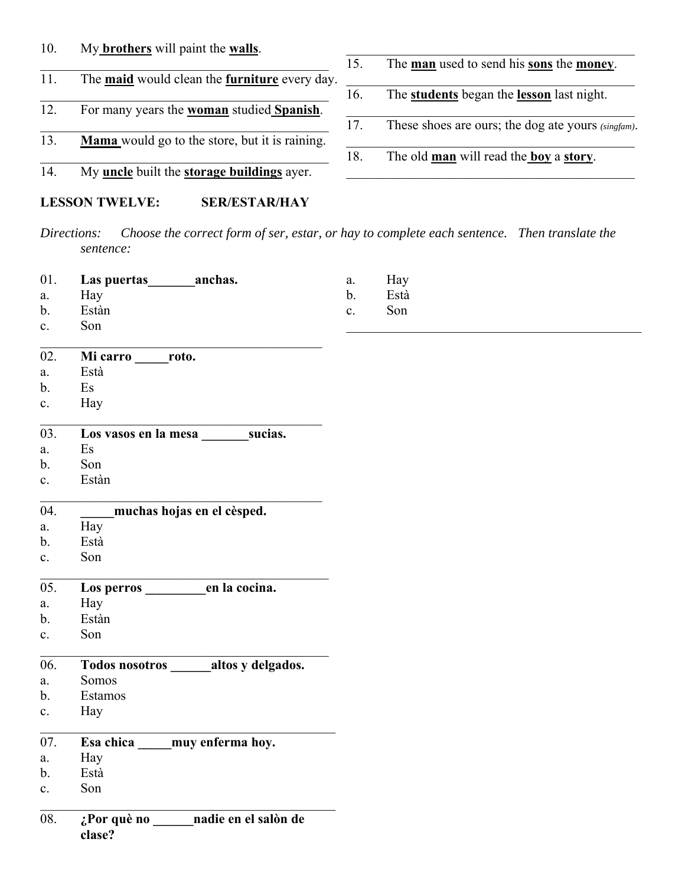10. My **brothers** will paint the **walls**.

11. The **maid** would clean the **furniture** every day.

12. For many years the **woman** studied **Spanish**.

13. **Mama** would go to the store, but it is raining.

14. My **uncle** built the **storage buildings** ayer.

15. The **man** used to send his **sons** the **money**.

16. The **students** began the **lesson** last night.

17. These shoes are ours; the dog ate yours *(singfam)*.

18. The old **man** will read the **boy** a **story**.

## LESSON TWELVE: SER/ESTAR/HAY

*Directions: Choose the correct form of ser, estar, or hay to complete each sentence. Then translate the sentence:*

01. **Las puertas_______anchas.**
a. Hay
b. Estàn
c. Son

02. **Mi carro _____roto.**
a. Està
b. Es
c. Hay

03. **Los vasos en la mesa _______sucias.**
a. Es
b. Son
c. Estàn

04. **_____muchas hojas en el cèsped.**
a. Hay
b. Està
c. Son

05. **Los perros _________en la cocina.**
a. Hay
b. Estàn
c. Son

06. **Todos nosotros ______altos y delgados.**
a. Somos
b. Estamos
c. Hay

07. **Esa chica _____muy enferma hoy.**
a. Hay
b. Està
c. Son

08. **¿Por què no ______nadie en el salòn de clase?**
a. Hay
b. Està
c. Son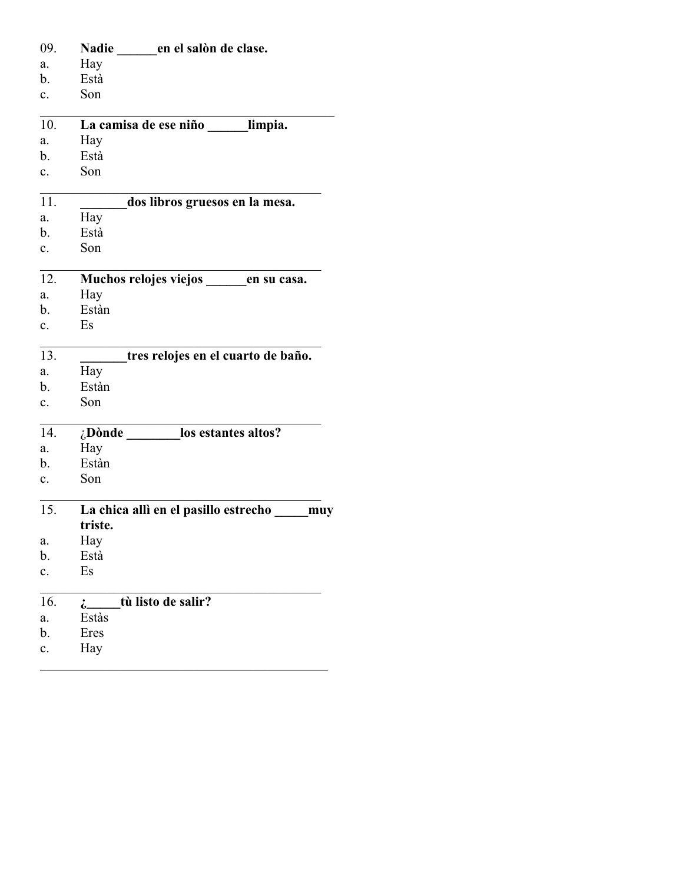09. **Nadie ______en el salòn de clase.**

a. Hay
b. Està
c. Son

---

10. **La camisa de ese niño ______limpia.**

a. Hay
b. Està
c. Son

---

11. **_______dos libros gruesos en la mesa.**

a. Hay
b. Està
c. Son

---

12. **Muchos relojes viejos ______en su casa.**

a. Hay
b. Estàn
c. Es

---

13. **_______tres relojes en el cuarto de baño.**

a. Hay
b. Estàn
c. Son

---

14. **¿Dònde ________los estantes altos?**

a. Hay
b. Estàn
c. Son

---

15. **La chica allì en el pasillo estrecho _____muy triste.**

a. Hay
b. Està
c. Es

---

16. **¿_____tù listo de salir?**

a. Estàs
b. Eres
c. Hay

---